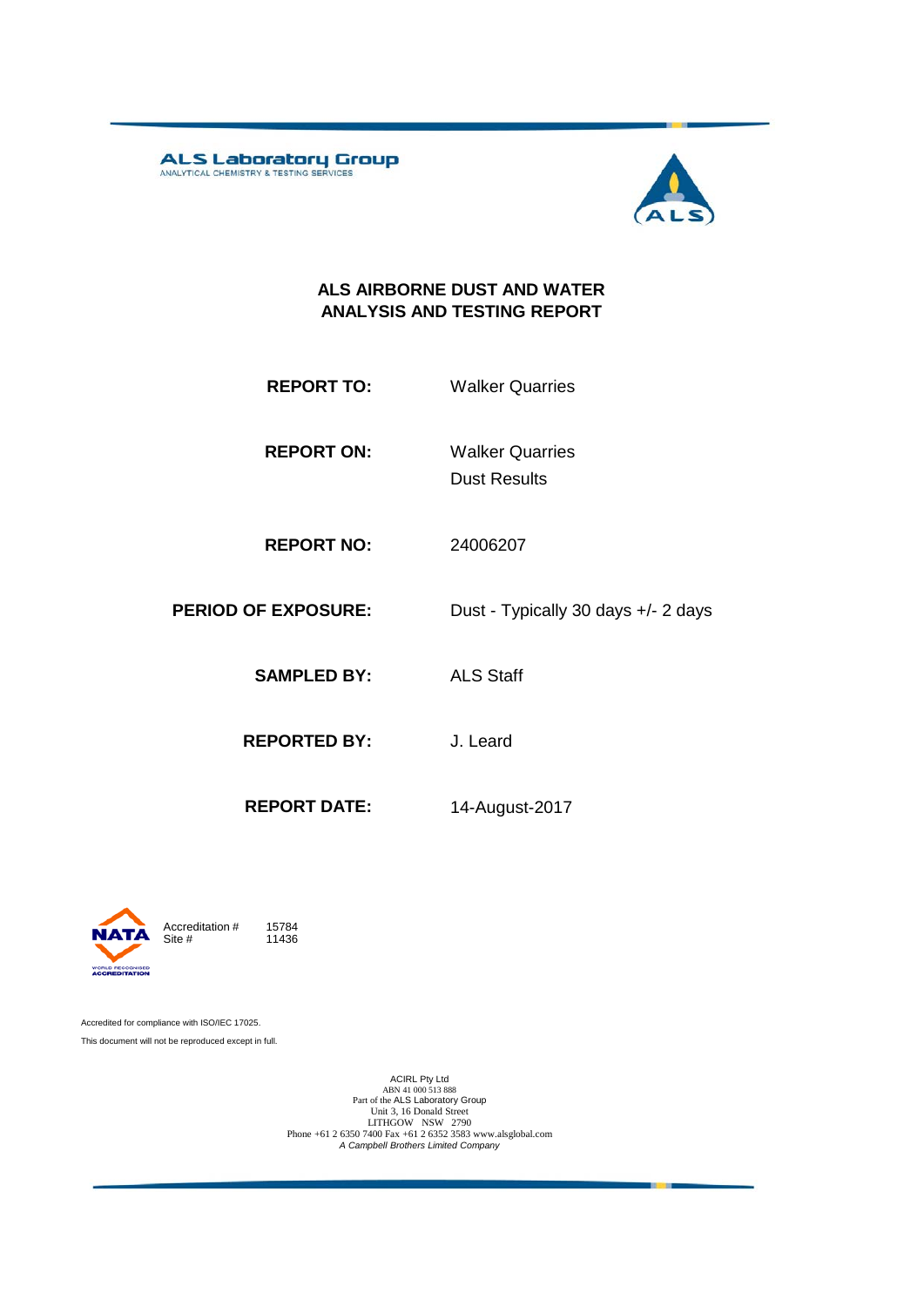ALS Laboratory Group
ANALYTICAL CHEMISTRY & TESTING SERVICES

# ALS AIRBORNE DUST AND WATER ANALYSIS AND TESTING REPORT

**REPORT TO:** Walker Quarries

**REPORT ON:** Walker Quarries
Dust Results

**REPORT NO:** 24006207

**PERIOD OF EXPOSURE:** Dust - Typically 30 days +/- 2 days

**SAMPLED BY:** ALS Staff

**REPORTED BY:** J. Leard

**REPORT DATE:** 14-August-2017

NATA

WORLD RECOGNISED ACCREDITATION

Accreditation # 15784
Site # 11436

Accredited for compliance with ISO/IEC 17025.

This document will not be reproduced except in full.

ACIRL Pty Ltd
ABN 41 000 513 888
Part of the ALS Laboratory Group
Unit 3, 16 Donald Street
LITHGOW NSW 2790
Phone +61 2 6350 7400 Fax +61 2 6352 3583 www.alsglobal.com
*A Campbell Brothers Limited Company*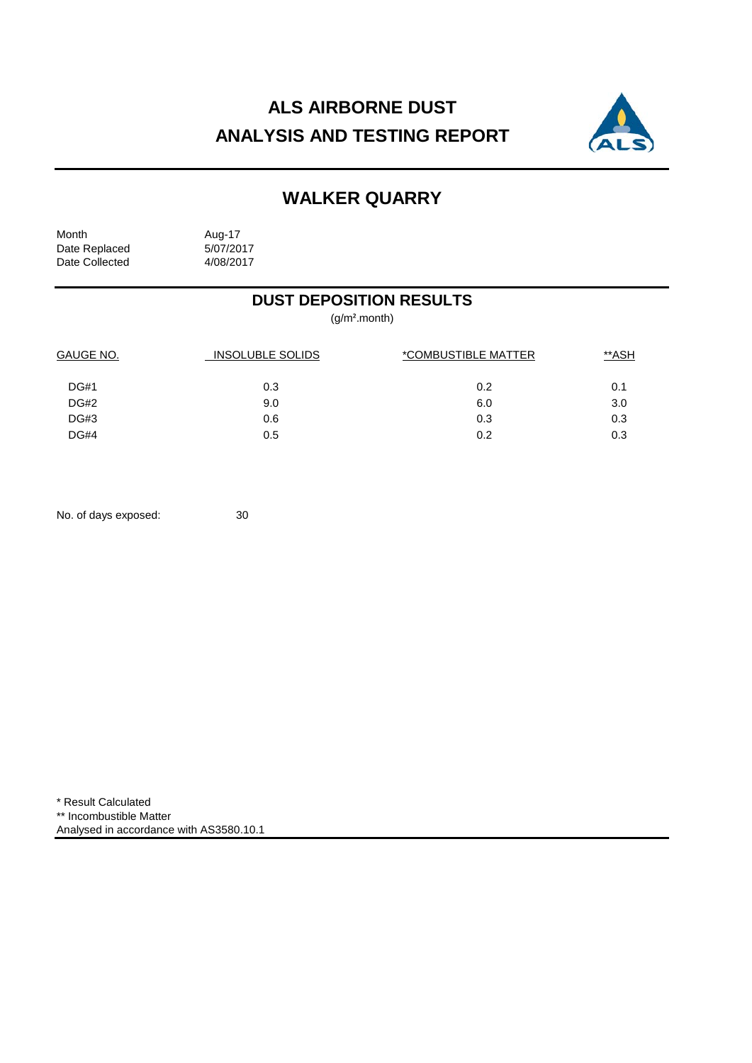# ALS AIRBORNE DUST
# ANALYSIS AND TESTING REPORT

## WALKER QUARRY

| | |
|---|---|
| Month | Aug-17 |
| Date Replaced | 5/07/2017 |
| Date Collected | 4/08/2017 |

### DUST DEPOSITION RESULTS

($g/m^2$.month)

| GAUGE NO. | INSOLUBLE SOLIDS | *COMBUSTIBLE MATTER | **ASH |
|---|---|---|---|
| DG#1 | 0.3 | 0.2 | 0.1 |
| DG#2 | 9.0 | 6.0 | 3.0 |
| DG#3 | 0.6 | 0.3 | 0.3 |
| DG#4 | 0.5 | 0.2 | 0.3 |

No. of days exposed: 30

\* Result Calculated

\** Incombustible Matter

Analysed in accordance with AS3580.10.1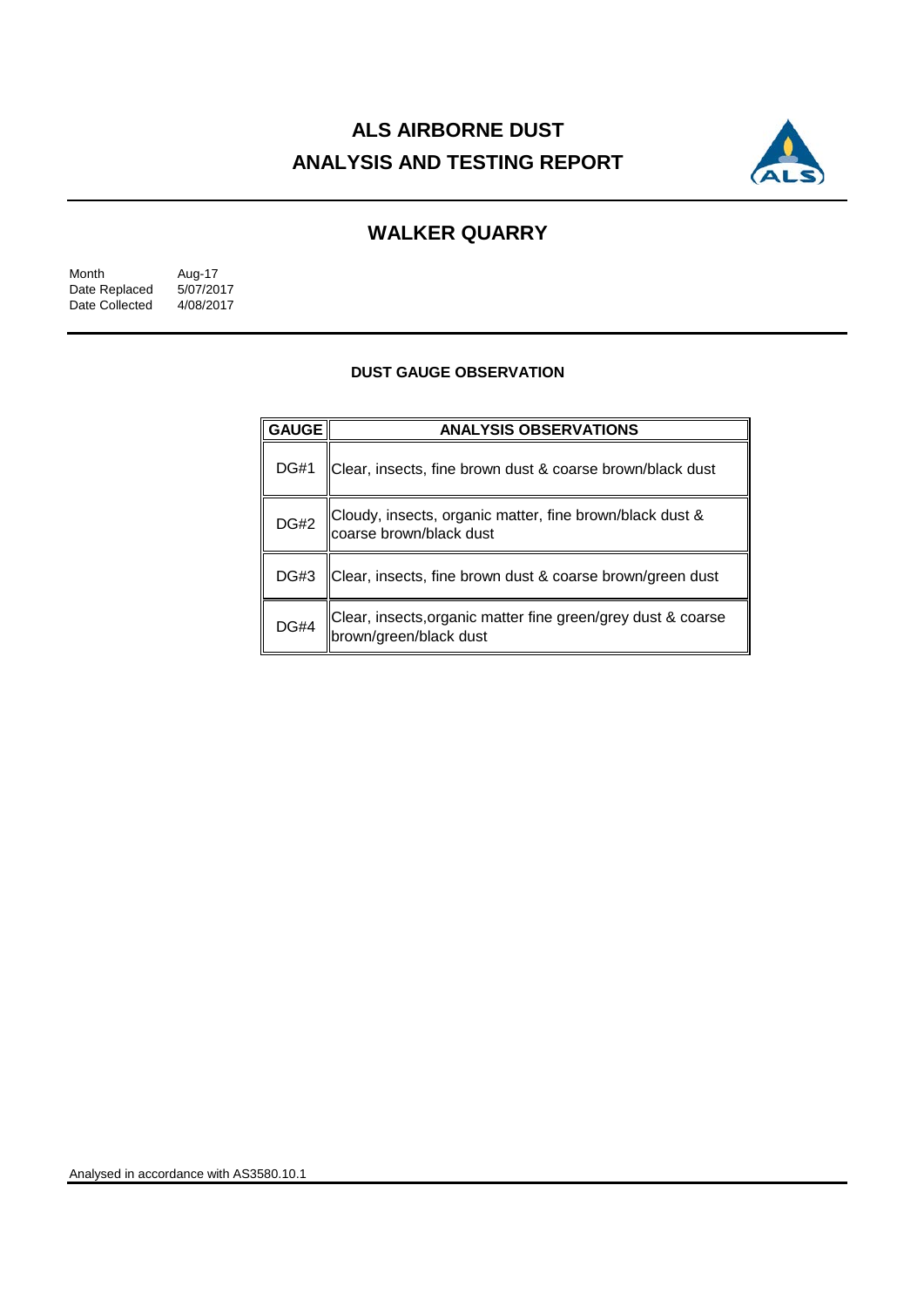# ALS AIRBORNE DUST ANALYSIS AND TESTING REPORT

## WALKER QUARRY

| | |
|---|---|
| Month | Aug-17 |
| Date Replaced | 5/07/2017 |
| Date Collected | 4/08/2017 |

### DUST GAUGE OBSERVATION

| GAUGE | ANALYSIS OBSERVATIONS |
|---|---|
| DG#1 | Clear, insects, fine brown dust & coarse brown/black dust |
| DG#2 | Cloudy, insects, organic matter, fine brown/black dust & coarse brown/black dust |
| DG#3 | Clear, insects, fine brown dust & coarse brown/green dust |
| DG#4 | Clear, insects,organic matter fine green/grey dust & coarse brown/green/black dust |

Analysed in accordance with AS3580.10.1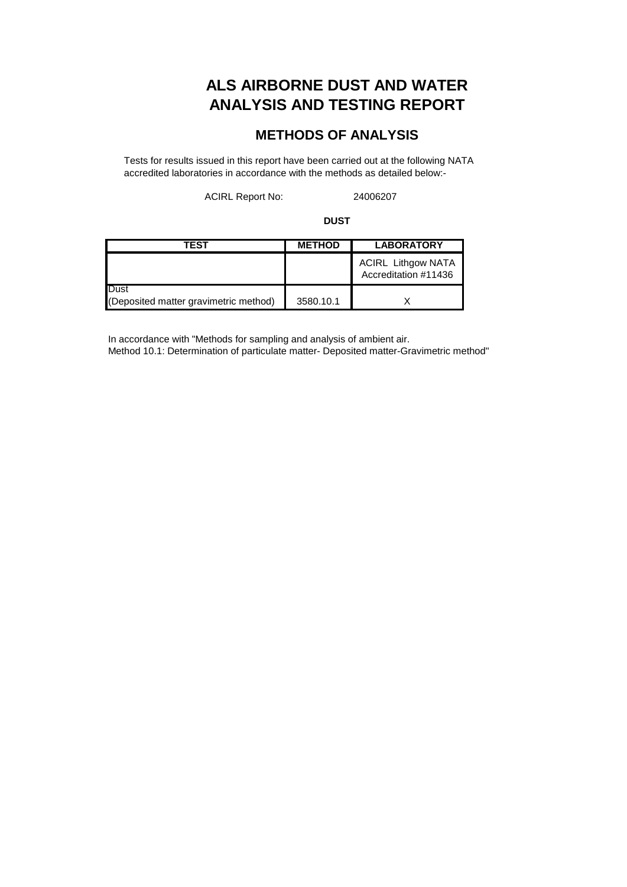# ALS AIRBORNE DUST AND WATER ANALYSIS AND TESTING REPORT

## METHODS OF ANALYSIS

Tests for results issued in this report have been carried out at the following NATA accredited laboratories in accordance with the methods as detailed below:-

ACIRL Report No: 24006207

**DUST**

| TEST | METHOD | LABORATORY |
|---|---|---|
| | | ACIRL Lithgow NATA Accreditation #11436 |
| Dust (Deposited matter gravimetric method) | 3580.10.1 | X |

In accordance with "Methods for sampling and analysis of ambient air.
Method 10.1: Determination of particulate matter- Deposited matter-Gravimetric method"